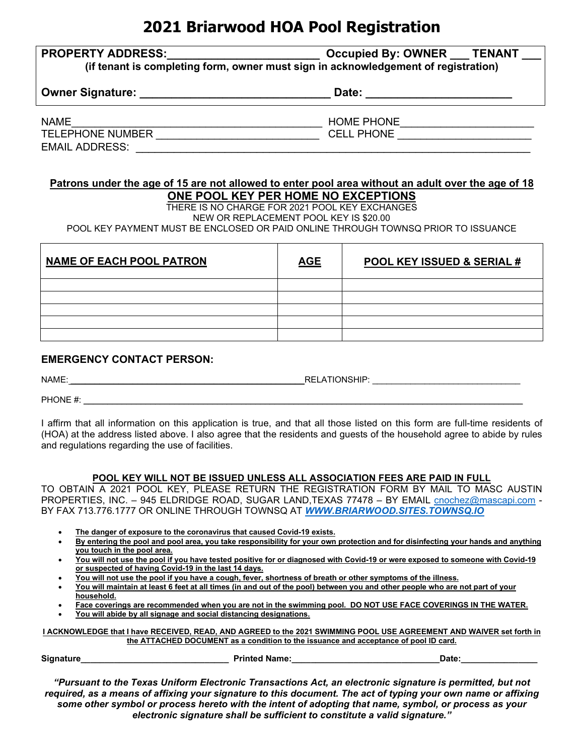# 2021 Briarwood HOA Pool Registration

**PROPERTY ADDRESS:_______________________ Occupied By: OWNER ___ TENANT ___**
**(if tenant is completing form, owner must sign in acknowledgement of registration)**

**Owner Signature: _____________________________ Date: ______________________**

NAME___________________________________________ HOME PHONE______________________
TELEPHONE NUMBER ___________________________ CELL PHONE _____________________
EMAIL ADDRESS: ____________________________________________________________

**Patrons under the age of 15 are not allowed to enter pool area without an adult over the age of 18**

**ONE POOL KEY PER HOME NO EXCEPTIONS**

THERE IS NO CHARGE FOR 2021 POOL KEY EXCHANGES
NEW OR REPLACEMENT POOL KEY IS $20.00
POOL KEY PAYMENT MUST BE ENCLOSED OR PAID ONLINE THROUGH TOWNSQ PRIOR TO ISSUANCE

| NAME OF EACH POOL PATRON | AGE | POOL KEY ISSUED & SERIAL # |
|---|---|---|
| | | |
| | | |
| | | |
| | | |
| | | |

**EMERGENCY CONTACT PERSON:**

NAME:_______________________________________________RELATIONSHIP: ______________________________

PHONE #: __________________________________________________________________________________

I affirm that all information on this application is true, and that all those listed on this form are full-time residents of (HOA) at the address listed above. I also agree that the residents and guests of the household agree to abide by rules and regulations regarding the use of facilities.

**POOL KEY WILL NOT BE ISSUED UNLESS ALL ASSOCIATION FEES ARE PAID IN FULL**

TO OBTAIN A 2021 POOL KEY, PLEASE RETURN THE REGISTRATION FORM BY MAIL TO MASC AUSTIN PROPERTIES, INC. – 945 ELDRIDGE ROAD, SUGAR LAND,TEXAS 77478 – BY EMAIL cnochez@mascapi.com - BY FAX 713.776.1777 OR ONLINE THROUGH TOWNSQ AT ***WWW.BRIARWOOD.SITES.TOWNSQ.IO***

- **The danger of exposure to the coronavirus that caused Covid-19 exists.**
- **By entering the pool and pool area, you take responsibility for your own protection and for disinfecting your hands and anything you touch in the pool area.**
- **You will not use the pool if you have tested positive for or diagnosed with Covid-19 or were exposed to someone with Covid-19 or suspected of having Covid-19 in the last 14 days.**
- **You will not use the pool if you have a cough, fever, shortness of breath or other symptoms of the illness.**
- **You will maintain at least 6 feet at all times (in and out of the pool) between you and other people who are not part of your household.**
- **Face coverings are recommended when you are not in the swimming pool. DO NOT USE FACE COVERINGS IN THE WATER.**
- **You will abide by all signage and social distancing designations.**

**I ACKNOWLEDGE that I have RECEIVED, READ, AND AGREED to the 2021 SWIMMING POOL USE AGREEMENT AND WAIVER set forth in the ATTACHED DOCUMENT as a condition to the issuance and acceptance of pool ID card.**

**Signature______________________________ Printed Name:______________________________Date:________________**

***"Pursuant to the Texas Uniform Electronic Transactions Act, an electronic signature is permitted, but not required, as a means of affixing your signature to this document. The act of typing your own name or affixing some other symbol or process hereto with the intent of adopting that name, symbol, or process as your electronic signature shall be sufficient to constitute a valid signature."***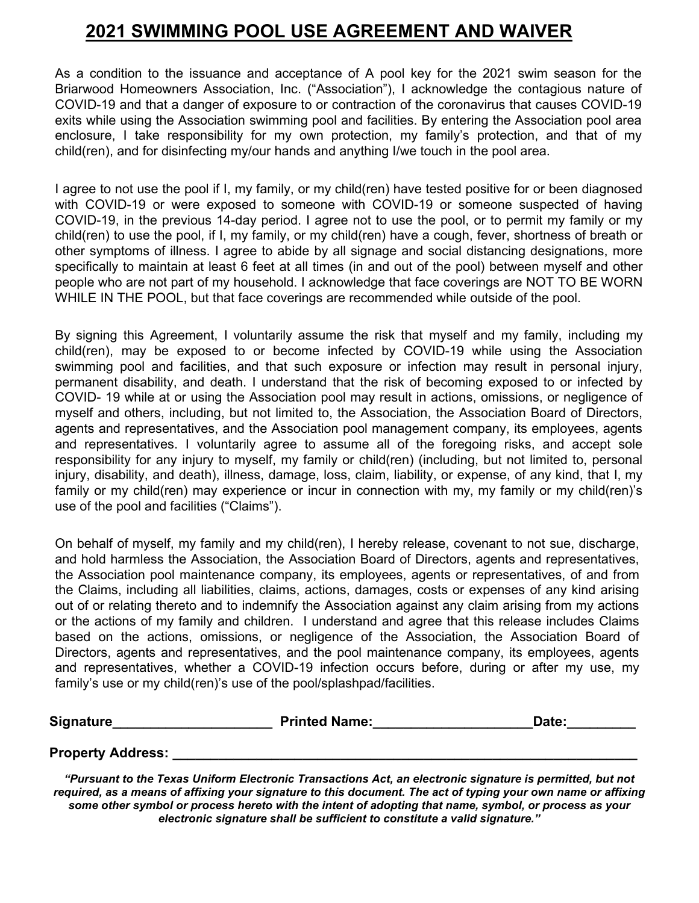# 2021 SWIMMING POOL USE AGREEMENT AND WAIVER

As a condition to the issuance and acceptance of A pool key for the 2021 swim season for the Briarwood Homeowners Association, Inc. ("Association"), I acknowledge the contagious nature of COVID-19 and that a danger of exposure to or contraction of the coronavirus that causes COVID-19 exits while using the Association swimming pool and facilities. By entering the Association pool area enclosure, I take responsibility for my own protection, my family's protection, and that of my child(ren), and for disinfecting my/our hands and anything I/we touch in the pool area.

I agree to not use the pool if I, my family, or my child(ren) have tested positive for or been diagnosed with COVID-19 or were exposed to someone with COVID-19 or someone suspected of having COVID-19, in the previous 14-day period. I agree not to use the pool, or to permit my family or my child(ren) to use the pool, if I, my family, or my child(ren) have a cough, fever, shortness of breath or other symptoms of illness. I agree to abide by all signage and social distancing designations, more specifically to maintain at least 6 feet at all times (in and out of the pool) between myself and other people who are not part of my household. I acknowledge that face coverings are NOT TO BE WORN WHILE IN THE POOL, but that face coverings are recommended while outside of the pool.

By signing this Agreement, I voluntarily assume the risk that myself and my family, including my child(ren), may be exposed to or become infected by COVID-19 while using the Association swimming pool and facilities, and that such exposure or infection may result in personal injury, permanent disability, and death. I understand that the risk of becoming exposed to or infected by COVID- 19 while at or using the Association pool may result in actions, omissions, or negligence of myself and others, including, but not limited to, the Association, the Association Board of Directors, agents and representatives, and the Association pool management company, its employees, agents and representatives. I voluntarily agree to assume all of the foregoing risks, and accept sole responsibility for any injury to myself, my family or child(ren) (including, but not limited to, personal injury, disability, and death), illness, damage, loss, claim, liability, or expense, of any kind, that I, my family or my child(ren) may experience or incur in connection with my, my family or my child(ren)'s use of the pool and facilities ("Claims").

On behalf of myself, my family and my child(ren), I hereby release, covenant to not sue, discharge, and hold harmless the Association, the Association Board of Directors, agents and representatives, the Association pool maintenance company, its employees, agents or representatives, of and from the Claims, including all liabilities, claims, actions, damages, costs or expenses of any kind arising out of or relating thereto and to indemnify the Association against any claim arising from my actions or the actions of my family and children. I understand and agree that this release includes Claims based on the actions, omissions, or negligence of the Association, the Association Board of Directors, agents and representatives, and the pool maintenance company, its employees, agents and representatives, whether a COVID-19 infection occurs before, during or after my use, my family's use or my child(ren)'s use of the pool/splashpad/facilities.

**Signature____________________ Printed Name:____________________Date:_________**

**Property Address: ______________________________________________________________**

***"Pursuant to the Texas Uniform Electronic Transactions Act, an electronic signature is permitted, but not required, as a means of affixing your signature to this document. The act of typing your own name or affixing some other symbol or process hereto with the intent of adopting that name, symbol, or process as your electronic signature shall be sufficient to constitute a valid signature."***